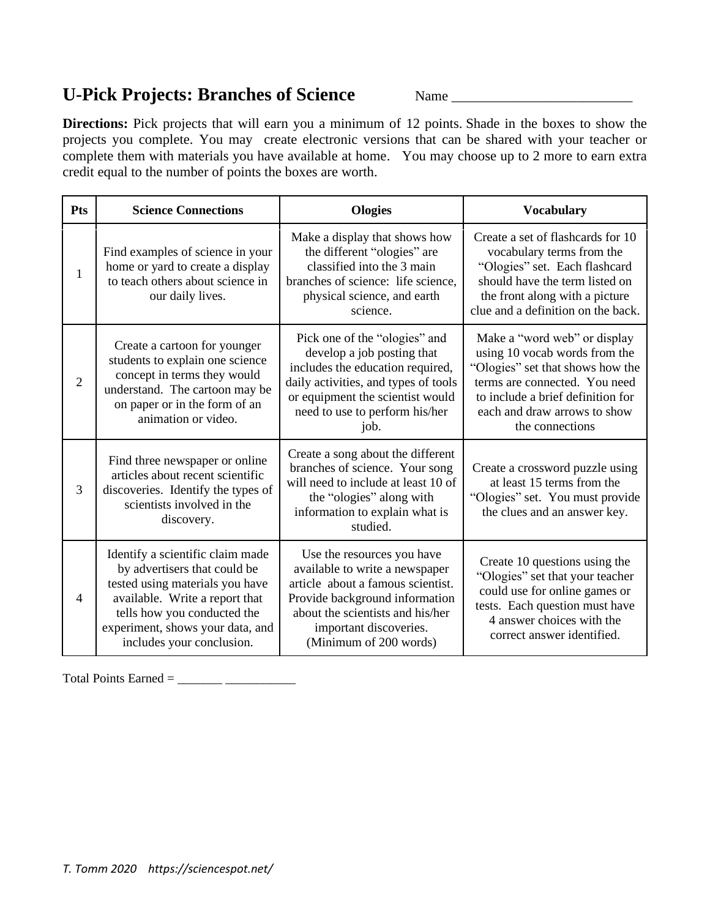# U-Pick Projects: Branches of Science

Name __________________________

**Directions:** Pick projects that will earn you a minimum of 12 points. Shade in the boxes to show the projects you complete. You may create electronic versions that can be shared with your teacher or complete them with materials you have available at home. You may choose up to 2 more to earn extra credit equal to the number of points the boxes are worth.

| Pts | Science Connections | Ologies | Vocabulary |
|---|---|---|---|
| 1 | Find examples of science in your home or yard to create a display to teach others about science in our daily lives. | Make a display that shows how the different "ologies" are classified into the 3 main branches of science: life science, physical science, and earth science. | Create a set of flashcards for 10 vocabulary terms from the "Ologies" set. Each flashcard should have the term listed on the front along with a picture clue and a definition on the back. |
| 2 | Create a cartoon for younger students to explain one science concept in terms they would understand. The cartoon may be on paper or in the form of an animation or video. | Pick one of the "ologies" and develop a job posting that includes the education required, daily activities, and types of tools or equipment the scientist would need to use to perform his/her job. | Make a "word web" or display using 10 vocab words from the "Ologies" set that shows how the terms are connected. You need to include a brief definition for each and draw arrows to show the connections |
| 3 | Find three newspaper or online articles about recent scientific discoveries. Identify the types of scientists involved in the discovery. | Create a song about the different branches of science. Your song will need to include at least 10 of the "ologies" along with information to explain what is studied. | Create a crossword puzzle using at least 15 terms from the "Ologies" set. You must provide the clues and an answer key. |
| 4 | Identify a scientific claim made by advertisers that could be tested using materials you have available. Write a report that tells how you conducted the experiment, shows your data, and includes your conclusion. | Use the resources you have available to write a newspaper article about a famous scientist. Provide background information about the scientists and his/her important discoveries. (Minimum of 200 words) | Create 10 questions using the "Ologies" set that your teacher could use for online games or tests. Each question must have 4 answer choices with the correct answer identified. |

Total Points Earned = _______ ___________

*T. Tomm 2020 https://sciencespot.net/*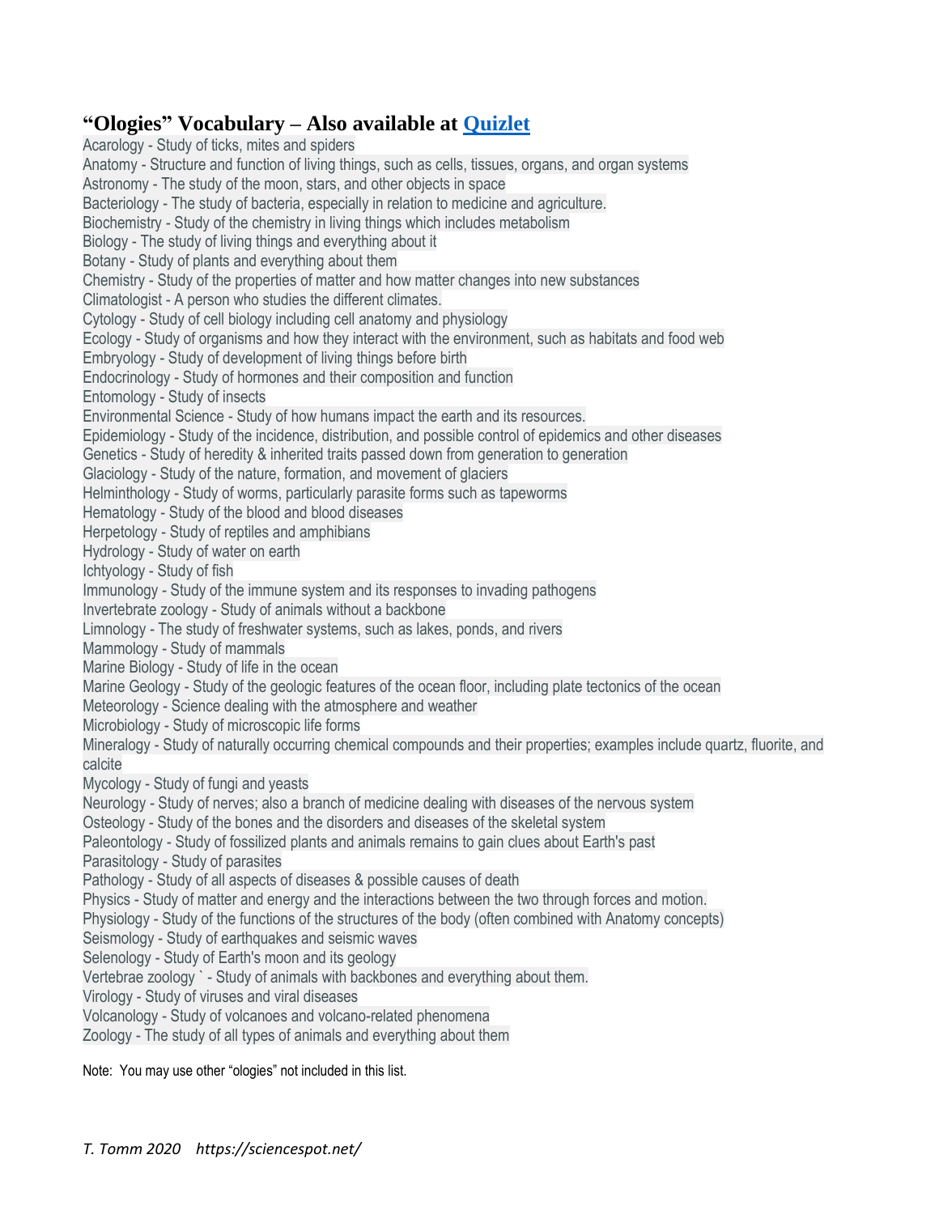# "Ologies" Vocabulary – Also available at [Quizlet]

Acarology - Study of ticks, mites and spiders
Anatomy - Structure and function of living things, such as cells, tissues, organs, and organ systems
Astronomy - The study of the moon, stars, and other objects in space
Bacteriology - The study of bacteria, especially in relation to medicine and agriculture.
Biochemistry - Study of the chemistry in living things which includes metabolism
Biology - The study of living things and everything about it
Botany - Study of plants and everything about them
Chemistry - Study of the properties of matter and how matter changes into new substances
Climatologist - A person who studies the different climates.
Cytology - Study of cell biology including cell anatomy and physiology
Ecology - Study of organisms and how they interact with the environment, such as habitats and food web
Embryology - Study of development of living things before birth
Endocrinology - Study of hormones and their composition and function
Entomology - Study of insects
Environmental Science - Study of how humans impact the earth and its resources.
Epidemiology - Study of the incidence, distribution, and possible control of epidemics and other diseases
Genetics - Study of heredity & inherited traits passed down from generation to generation
Glaciology - Study of the nature, formation, and movement of glaciers
Helminthology - Study of worms, particularly parasite forms such as tapeworms
Hematology - Study of the blood and blood diseases
Herpetology - Study of reptiles and amphibians
Hydrology - Study of water on earth
Ichtyology - Study of fish
Immunology - Study of the immune system and its responses to invading pathogens
Invertebrate zoology - Study of animals without a backbone
Limnology - The study of freshwater systems, such as lakes, ponds, and rivers
Mammology - Study of mammals
Marine Biology - Study of life in the ocean
Marine Geology - Study of the geologic features of the ocean floor, including plate tectonics of the ocean
Meteorology - Science dealing with the atmosphere and weather
Microbiology - Study of microscopic life forms
Mineralogy - Study of naturally occurring chemical compounds and their properties; examples include quartz, fluorite, and calcite
Mycology - Study of fungi and yeasts
Neurology - Study of nerves; also a branch of medicine dealing with diseases of the nervous system
Osteology - Study of the bones and the disorders and diseases of the skeletal system
Paleontology - Study of fossilized plants and animals remains to gain clues about Earth's past
Parasitology - Study of parasites
Pathology - Study of all aspects of diseases & possible causes of death
Physics - Study of matter and energy and the interactions between the two through forces and motion.
Physiology - Study of the functions of the structures of the body (often combined with Anatomy concepts)
Seismology - Study of earthquakes and seismic waves
Selenology - Study of Earth's moon and its geology
Vertebrae zoology ` - Study of animals with backbones and everything about them.
Virology - Study of viruses and viral diseases
Volcanology - Study of volcanoes and volcano-related phenomena
Zoology - The study of all types of animals and everything about them

Note: You may use other "ologies" not included in this list.

*T. Tomm 2020 https://sciencespot.net/*